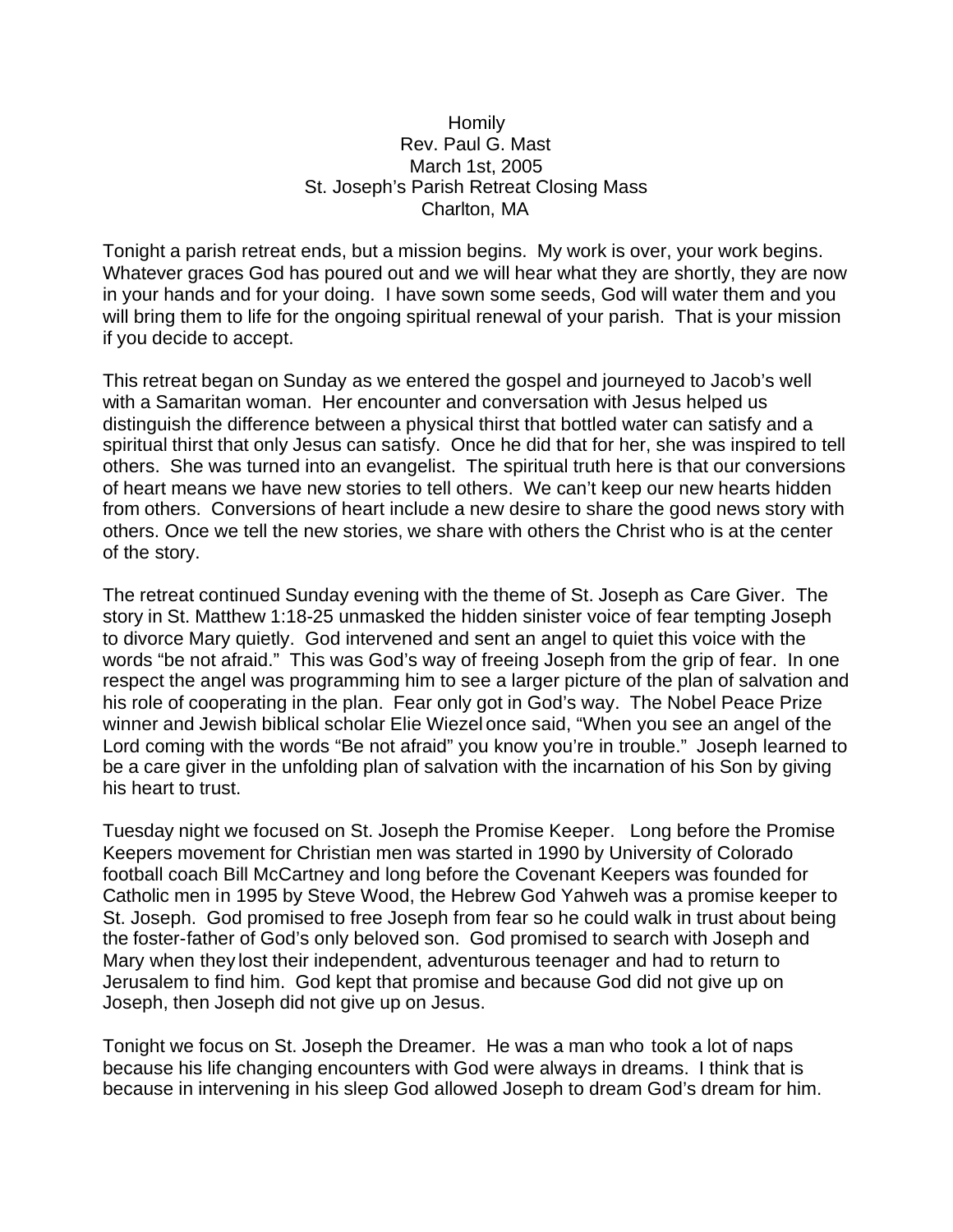Homily
Rev. Paul G. Mast
March 1st, 2005
St. Joseph's Parish Retreat Closing Mass
Charlton, MA

Tonight a parish retreat ends, but a mission begins. My work is over, your work begins. Whatever graces God has poured out and we will hear what they are shortly, they are now in your hands and for your doing. I have sown some seeds, God will water them and you will bring them to life for the ongoing spiritual renewal of your parish. That is your mission if you decide to accept.

This retreat began on Sunday as we entered the gospel and journeyed to Jacob's well with a Samaritan woman. Her encounter and conversation with Jesus helped us distinguish the difference between a physical thirst that bottled water can satisfy and a spiritual thirst that only Jesus can satisfy. Once he did that for her, she was inspired to tell others. She was turned into an evangelist. The spiritual truth here is that our conversions of heart means we have new stories to tell others. We can't keep our new hearts hidden from others. Conversions of heart include a new desire to share the good news story with others. Once we tell the new stories, we share with others the Christ who is at the center of the story.

The retreat continued Sunday evening with the theme of St. Joseph as Care Giver. The story in St. Matthew 1:18-25 unmasked the hidden sinister voice of fear tempting Joseph to divorce Mary quietly. God intervened and sent an angel to quiet this voice with the words "be not afraid." This was God's way of freeing Joseph from the grip of fear. In one respect the angel was programming him to see a larger picture of the plan of salvation and his role of cooperating in the plan. Fear only got in God's way. The Nobel Peace Prize winner and Jewish biblical scholar Elie Wiezel once said, "When you see an angel of the Lord coming with the words "Be not afraid" you know you're in trouble." Joseph learned to be a care giver in the unfolding plan of salvation with the incarnation of his Son by giving his heart to trust.

Tuesday night we focused on St. Joseph the Promise Keeper. Long before the Promise Keepers movement for Christian men was started in 1990 by University of Colorado football coach Bill McCartney and long before the Covenant Keepers was founded for Catholic men in 1995 by Steve Wood, the Hebrew God Yahweh was a promise keeper to St. Joseph. God promised to free Joseph from fear so he could walk in trust about being the foster-father of God's only beloved son. God promised to search with Joseph and Mary when they lost their independent, adventurous teenager and had to return to Jerusalem to find him. God kept that promise and because God did not give up on Joseph, then Joseph did not give up on Jesus.

Tonight we focus on St. Joseph the Dreamer. He was a man who took a lot of naps because his life changing encounters with God were always in dreams. I think that is because in intervening in his sleep God allowed Joseph to dream God's dream for him.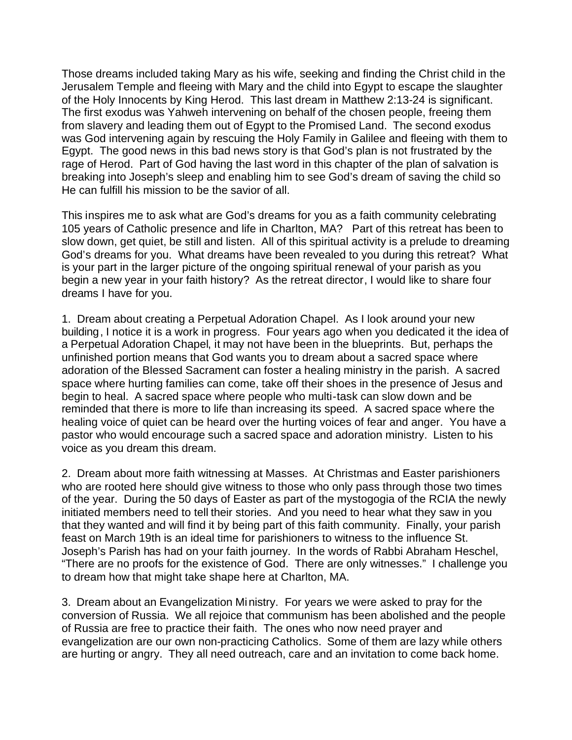Those dreams included taking Mary as his wife, seeking and finding the Christ child in the Jerusalem Temple and fleeing with Mary and the child into Egypt to escape the slaughter of the Holy Innocents by King Herod. This last dream in Matthew 2:13-24 is significant. The first exodus was Yahweh intervening on behalf of the chosen people, freeing them from slavery and leading them out of Egypt to the Promised Land. The second exodus was God intervening again by rescuing the Holy Family in Galilee and fleeing with them to Egypt. The good news in this bad news story is that God's plan is not frustrated by the rage of Herod. Part of God having the last word in this chapter of the plan of salvation is breaking into Joseph's sleep and enabling him to see God's dream of saving the child so He can fulfill his mission to be the savior of all.

This inspires me to ask what are God's dreams for you as a faith community celebrating 105 years of Catholic presence and life in Charlton, MA? Part of this retreat has been to slow down, get quiet, be still and listen. All of this spiritual activity is a prelude to dreaming God's dreams for you. What dreams have been revealed to you during this retreat? What is your part in the larger picture of the ongoing spiritual renewal of your parish as you begin a new year in your faith history? As the retreat director, I would like to share four dreams I have for you.

1. Dream about creating a Perpetual Adoration Chapel. As I look around your new building, I notice it is a work in progress. Four years ago when you dedicated it the idea of a Perpetual Adoration Chapel, it may not have been in the blueprints. But, perhaps the unfinished portion means that God wants you to dream about a sacred space where adoration of the Blessed Sacrament can foster a healing ministry in the parish. A sacred space where hurting families can come, take off their shoes in the presence of Jesus and begin to heal. A sacred space where people who multi-task can slow down and be reminded that there is more to life than increasing its speed. A sacred space where the healing voice of quiet can be heard over the hurting voices of fear and anger. You have a pastor who would encourage such a sacred space and adoration ministry. Listen to his voice as you dream this dream.

2. Dream about more faith witnessing at Masses. At Christmas and Easter parishioners who are rooted here should give witness to those who only pass through those two times of the year. During the 50 days of Easter as part of the mystogogia of the RCIA the newly initiated members need to tell their stories. And you need to hear what they saw in you that they wanted and will find it by being part of this faith community. Finally, your parish feast on March 19th is an ideal time for parishioners to witness to the influence St. Joseph's Parish has had on your faith journey. In the words of Rabbi Abraham Heschel, "There are no proofs for the existence of God. There are only witnesses." I challenge you to dream how that might take shape here at Charlton, MA.

3. Dream about an Evangelization Ministry. For years we were asked to pray for the conversion of Russia. We all rejoice that communism has been abolished and the people of Russia are free to practice their faith. The ones who now need prayer and evangelization are our own non-practicing Catholics. Some of them are lazy while others are hurting or angry. They all need outreach, care and an invitation to come back home.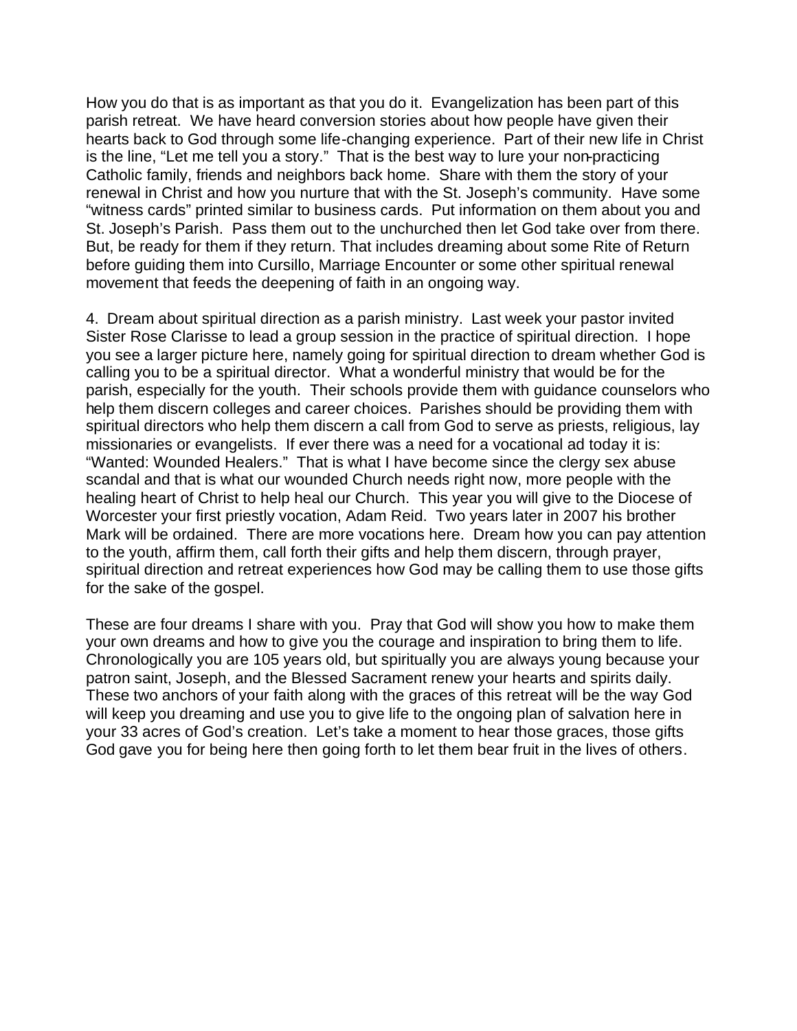How you do that is as important as that you do it. Evangelization has been part of this parish retreat. We have heard conversion stories about how people have given their hearts back to God through some life-changing experience. Part of their new life in Christ is the line, "Let me tell you a story." That is the best way to lure your non-practicing Catholic family, friends and neighbors back home. Share with them the story of your renewal in Christ and how you nurture that with the St. Joseph's community. Have some "witness cards" printed similar to business cards. Put information on them about you and St. Joseph's Parish. Pass them out to the unchurched then let God take over from there. But, be ready for them if they return. That includes dreaming about some Rite of Return before guiding them into Cursillo, Marriage Encounter or some other spiritual renewal movement that feeds the deepening of faith in an ongoing way.

4. Dream about spiritual direction as a parish ministry. Last week your pastor invited Sister Rose Clarisse to lead a group session in the practice of spiritual direction. I hope you see a larger picture here, namely going for spiritual direction to dream whether God is calling you to be a spiritual director. What a wonderful ministry that would be for the parish, especially for the youth. Their schools provide them with guidance counselors who help them discern colleges and career choices. Parishes should be providing them with spiritual directors who help them discern a call from God to serve as priests, religious, lay missionaries or evangelists. If ever there was a need for a vocational ad today it is: "Wanted: Wounded Healers." That is what I have become since the clergy sex abuse scandal and that is what our wounded Church needs right now, more people with the healing heart of Christ to help heal our Church. This year you will give to the Diocese of Worcester your first priestly vocation, Adam Reid. Two years later in 2007 his brother Mark will be ordained. There are more vocations here. Dream how you can pay attention to the youth, affirm them, call forth their gifts and help them discern, through prayer, spiritual direction and retreat experiences how God may be calling them to use those gifts for the sake of the gospel.

These are four dreams I share with you. Pray that God will show you how to make them your own dreams and how to give you the courage and inspiration to bring them to life. Chronologically you are 105 years old, but spiritually you are always young because your patron saint, Joseph, and the Blessed Sacrament renew your hearts and spirits daily. These two anchors of your faith along with the graces of this retreat will be the way God will keep you dreaming and use you to give life to the ongoing plan of salvation here in your 33 acres of God's creation. Let's take a moment to hear those graces, those gifts God gave you for being here then going forth to let them bear fruit in the lives of others.